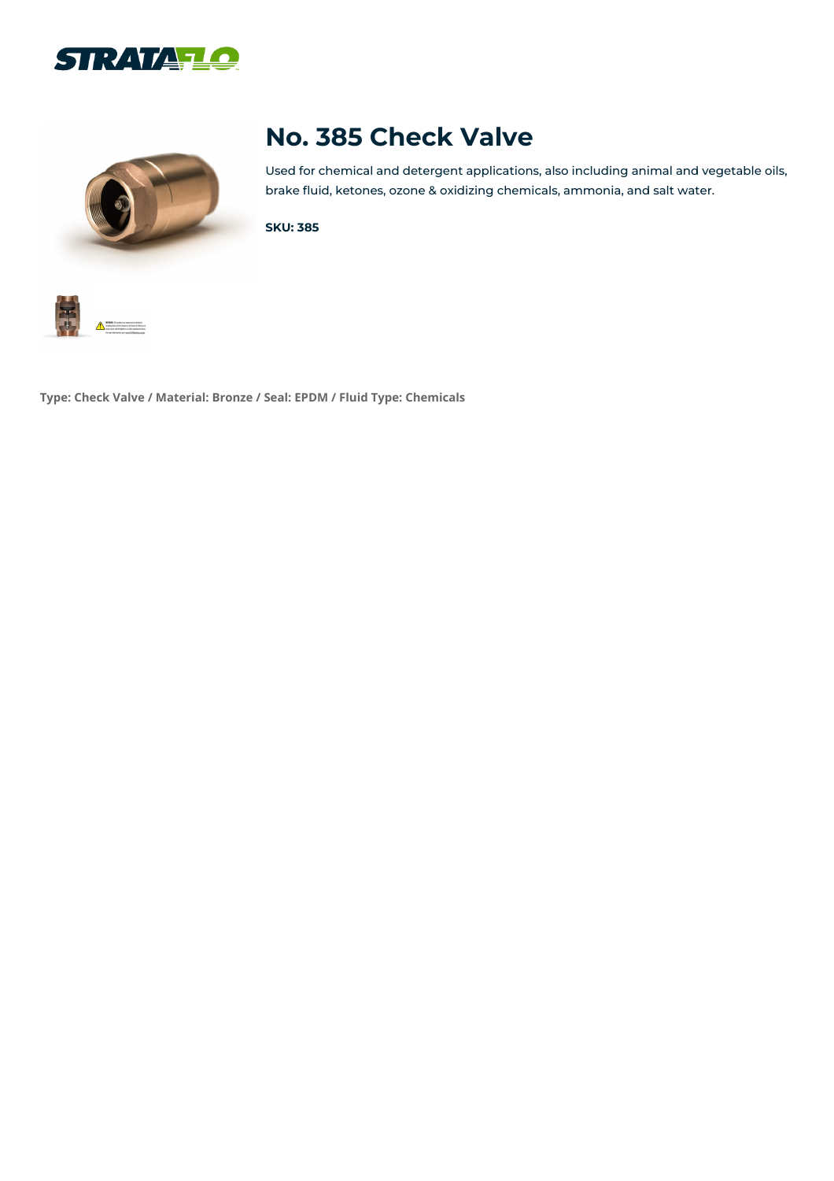# No. 385 Check Valve

Used for chemical and detergent applications, also including animal and vegetable oils, brake fluid, ketones, ozone & oxidizing chemicals, ammonia, and salt water.

**SKU: 385**

**Type: Check Valve / Material: Bronze / Seal: EPDM / Fluid Type: Chemicals**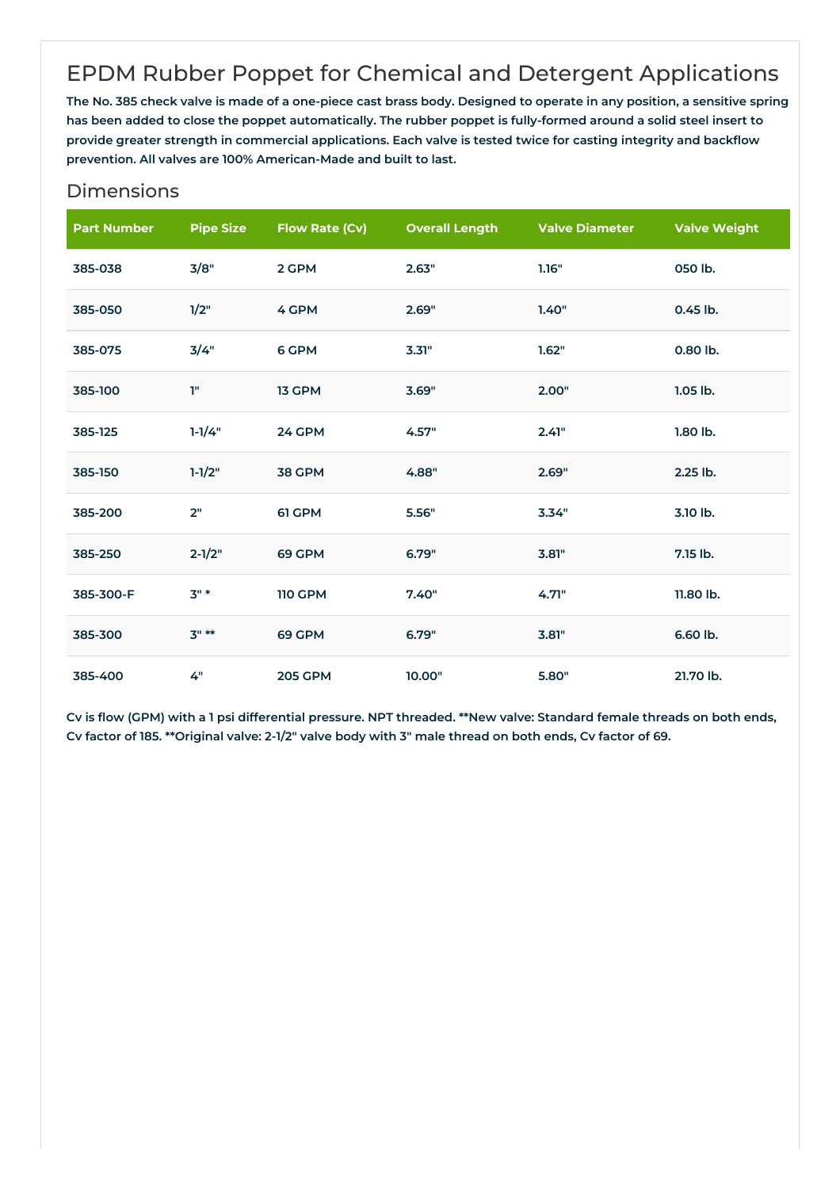# EPDM Rubber Poppet for Chemical and Detergent Applications

**The No. 385 check valve is made of a one-piece cast brass body. Designed to operate in any position, a sensitive spring has been added to close the poppet automatically. The rubber poppet is fully-formed around a solid steel insert to provide greater strength in commercial applications. Each valve is tested twice for casting integrity and backflow prevention. All valves are 100% American-Made and built to last.**

## Dimensions

| Part Number | Pipe Size | Flow Rate (Cv) | Overall Length | Valve Diameter | Valve Weight |
|---|---|---|---|---|---|
| 385-038 | 3/8" | 2 GPM | 2.63" | 1.16" | 050 lb. |
| 385-050 | 1/2" | 4 GPM | 2.69" | 1.40" | 0.45 lb. |
| 385-075 | 3/4" | 6 GPM | 3.31" | 1.62" | 0.80 lb. |
| 385-100 | 1" | 13 GPM | 3.69" | 2.00" | 1.05 lb. |
| 385-125 | 1-1/4" | 24 GPM | 4.57" | 2.41" | 1.80 lb. |
| 385-150 | 1-1/2" | 38 GPM | 4.88" | 2.69" | 2.25 lb. |
| 385-200 | 2" | 61 GPM | 5.56" | 3.34" | 3.10 lb. |
| 385-250 | 2-1/2" | 69 GPM | 6.79" | 3.81" | 7.15 lb. |
| 385-300-F | 3" * | 110 GPM | 7.40" | 4.71" | 11.80 lb. |
| 385-300 | 3" ** | 69 GPM | 6.79" | 3.81" | 6.60 lb. |
| 385-400 | 4" | 205 GPM | 10.00" | 5.80" | 21.70 lb. |

**Cv is flow (GPM) with a 1 psi differential pressure. NPT threaded. **New valve: Standard female threads on both ends, Cv factor of 185. **Original valve: 2-1/2" valve body with 3" male thread on both ends, Cv factor of 69.**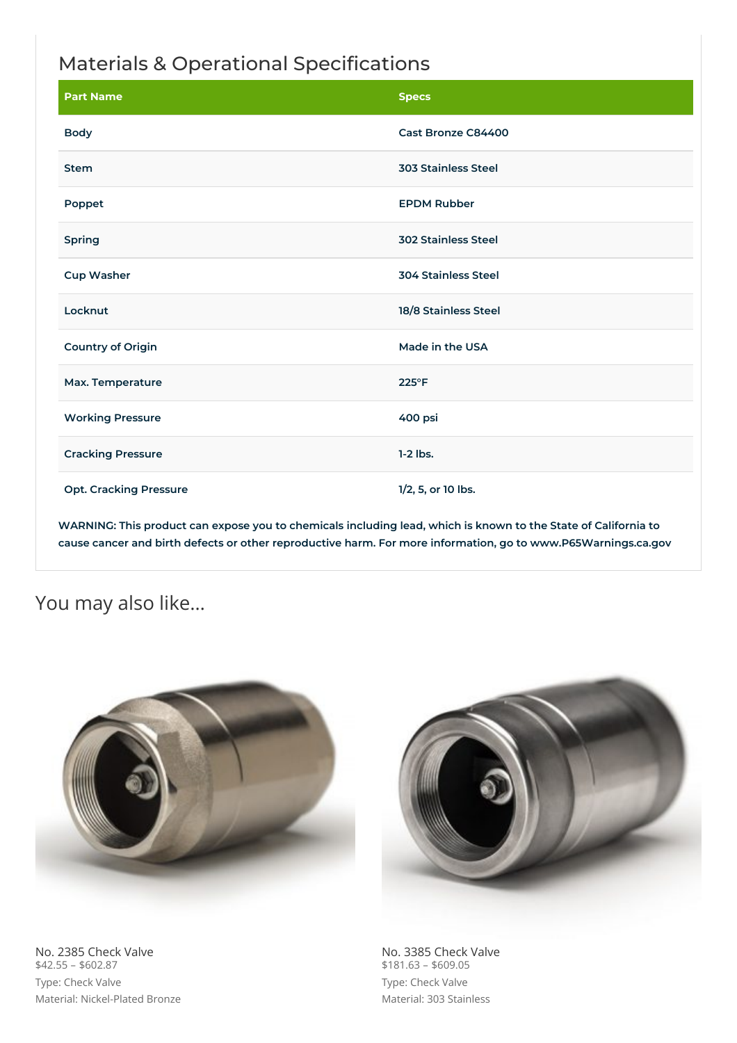## Materials & Operational Specifications

| Part Name | Specs |
|---|---|
| Body | Cast Bronze C84400 |
| Stem | 303 Stainless Steel |
| Poppet | EPDM Rubber |
| Spring | 302 Stainless Steel |
| Cup Washer | 304 Stainless Steel |
| Locknut | 18/8 Stainless Steel |
| Country of Origin | Made in the USA |
| Max. Temperature | 225°F |
| Working Pressure | 400 psi |
| Cracking Pressure | 1-2 lbs. |
| Opt. Cracking Pressure | 1/2, 5, or 10 lbs. |

WARNING: This product can expose you to chemicals including lead, which is known to the State of California to cause cancer and birth defects or other reproductive harm. For more information, go to www.P65Warnings.ca.gov

## You may also like...

No. 2385 Check Valve
$42.55 – $602.87
Type: Check Valve
Material: Nickel-Plated Bronze

No. 3385 Check Valve
$181.63 – $609.05
Type: Check Valve
Material: 303 Stainless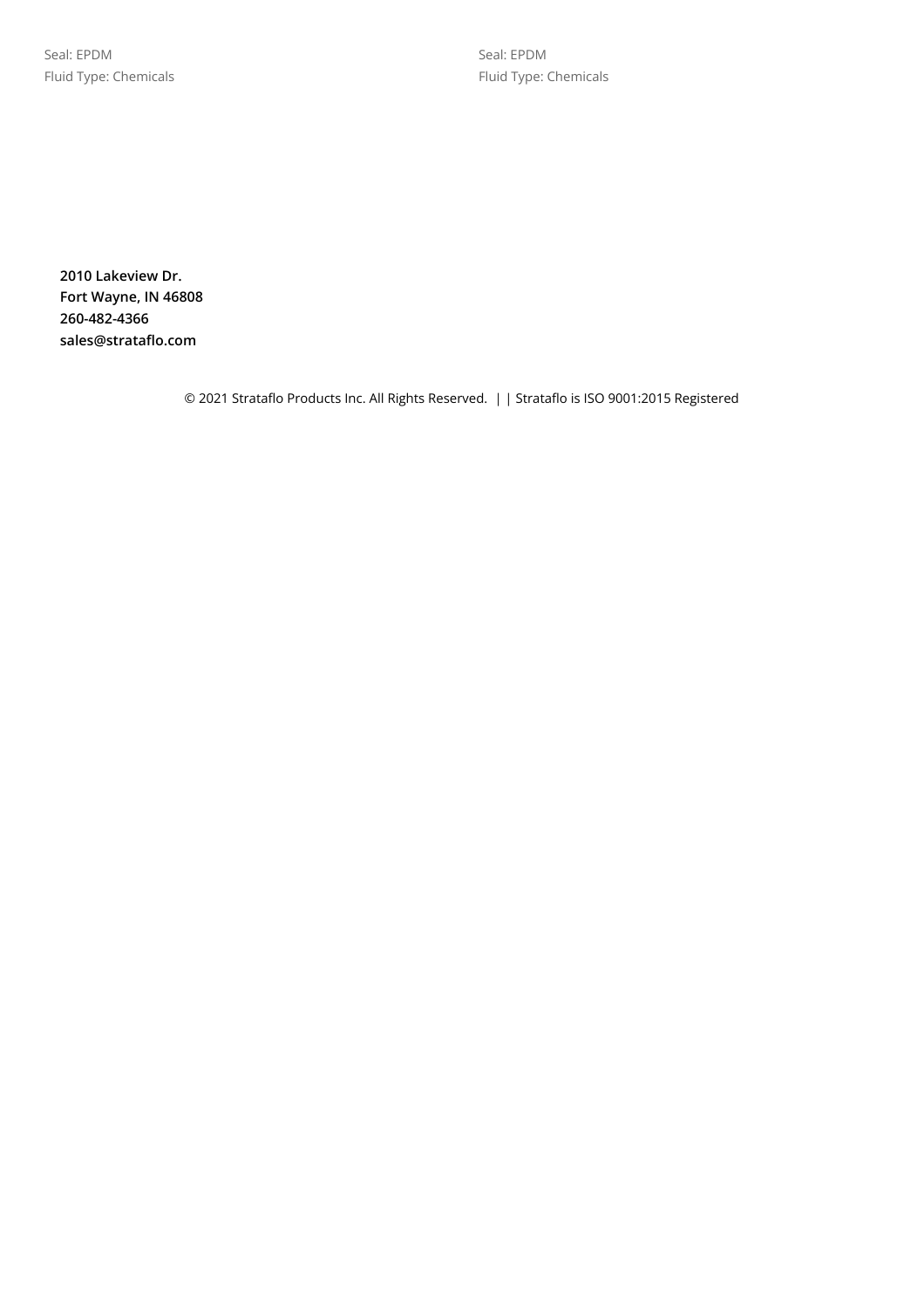Seal: EPDM
Fluid Type: Chemicals

Seal: EPDM
Fluid Type: Chemicals

**2010 Lakeview Dr.**
**Fort Wayne, IN 46808**
**260-482-4366**
**sales@strataflo.com**

© 2021 Strataflo Products Inc. All Rights Reserved. | | Strataflo is ISO 9001:2015 Registered